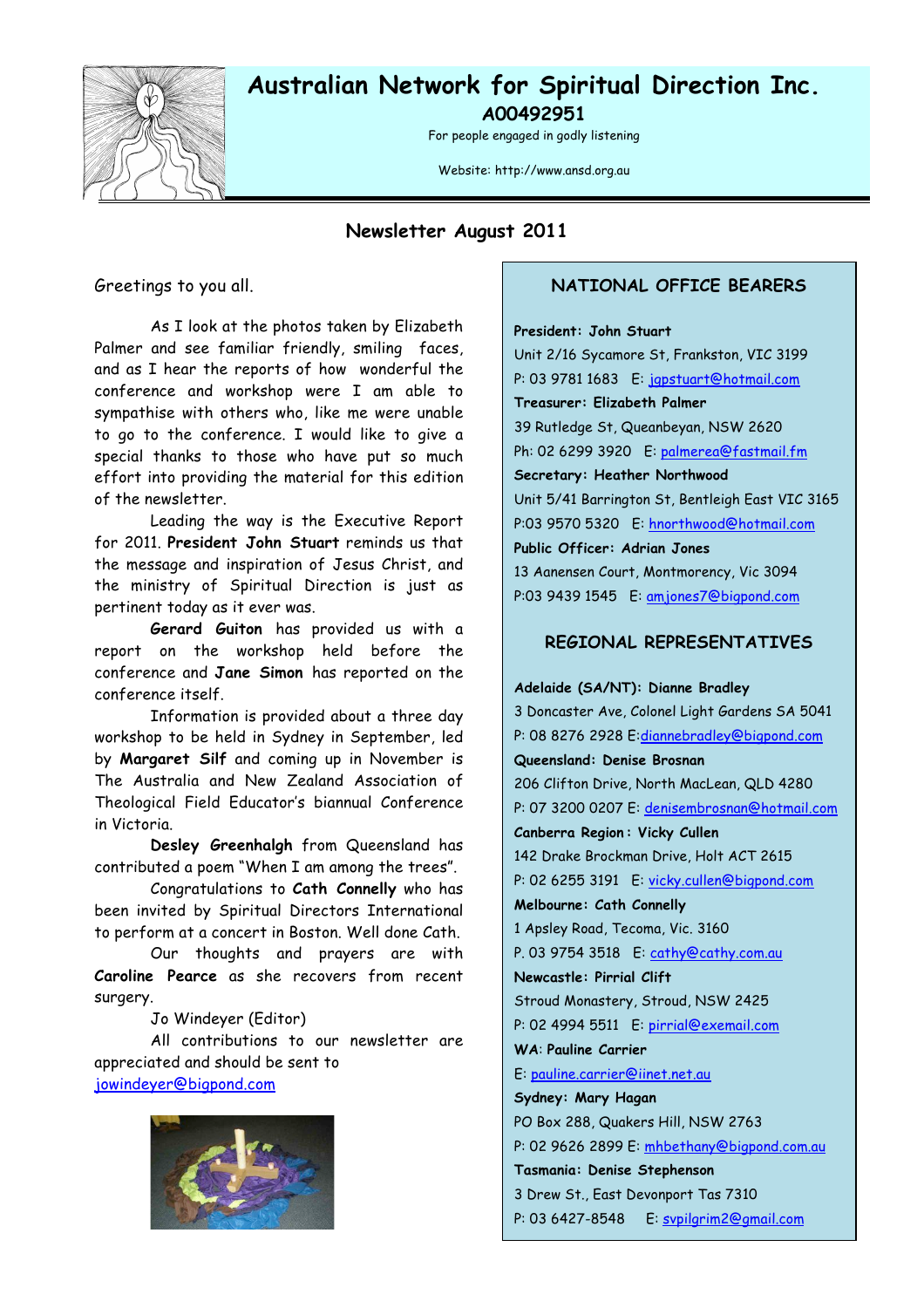# Australian Network for Spiritual Direction Inc.

**A00492951**

For people engaged in godly listening

Website: http://www.ansd.org.au

## Newsletter August 2011

Greetings to you all.

As I look at the photos taken by Elizabeth Palmer and see familiar friendly, smiling faces, and as I hear the reports of how wonderful the conference and workshop were I am able to sympathise with others who, like me were unable to go to the conference. I would like to give a special thanks to those who have put so much effort into providing the material for this edition of the newsletter.

Leading the way is the Executive Report for 2011. **President John Stuart** reminds us that the message and inspiration of Jesus Christ, and the ministry of Spiritual Direction is just as pertinent today as it ever was.

**Gerard Guiton** has provided us with a report on the workshop held before the conference and **Jane Simon** has reported on the conference itself.

Information is provided about a three day workshop to be held in Sydney in September, led by **Margaret Silf** and coming up in November is The Australia and New Zealand Association of Theological Field Educator's biannual Conference in Victoria.

**Desley Greenhalgh** from Queensland has contributed a poem "When I am among the trees".

Congratulations to **Cath Connelly** who has been invited by Spiritual Directors International to perform at a concert in Boston. Well done Cath.

Our thoughts and prayers are with **Caroline Pearce** as she recovers from recent surgery.

Jo Windeyer (Editor)

All contributions to our newsletter are appreciated and should be sent to jowindeyer@bigpond.com

### NATIONAL OFFICE BEARERS

**President: John Stuart**
Unit 2/16 Sycamore St, Frankston, VIC 3199
P: 03 9781 1683 E: jgpstuart@hotmail.com

**Treasurer: Elizabeth Palmer**
39 Rutledge St, Queanbeyan, NSW 2620
Ph: 02 6299 3920 E: palmerea@fastmail.fm

**Secretary: Heather Northwood**
Unit 5/41 Barrington St, Bentleigh East VIC 3165
P:03 9570 5320 E: hnorthwood@hotmail.com

**Public Officer: Adrian Jones**
13 Aanensen Court, Montmorency, Vic 3094
P:03 9439 1545 E: amjones7@bigpond.com

### REGIONAL REPRESENTATIVES

**Adelaide (SA/NT): Dianne Bradley**
3 Doncaster Ave, Colonel Light Gardens SA 5041
P: 08 8276 2928 E:diannebradley@bigpond.com

**Queensland: Denise Brosnan**
206 Clifton Drive, North MacLean, QLD 4280
P: 07 3200 0207 E: denisembrosnan@hotmail.com

**Canberra Region: Vicky Cullen**
142 Drake Brockman Drive, Holt ACT 2615
P: 02 6255 3191 E: vicky.cullen@bigpond.com

**Melbourne: Cath Connelly**
1 Apsley Road, Tecoma, Vic. 3160
P. 03 9754 3518 E: cathy@cathy.com.au

**Newcastle: Pirrial Clift**
Stroud Monastery, Stroud, NSW 2425
P: 02 4994 5511 E: pirrial@exemail.com

**WA: Pauline Carrier**
E: pauline.carrier@iinet.net.au

**Sydney: Mary Hagan**
PO Box 288, Quakers Hill, NSW 2763
P: 02 9626 2899 E: mhbethany@bigpond.com.au

**Tasmania: Denise Stephenson**
3 Drew St., East Devonport Tas 7310
P: 03 6427-8548 E: svpilgrim2@gmail.com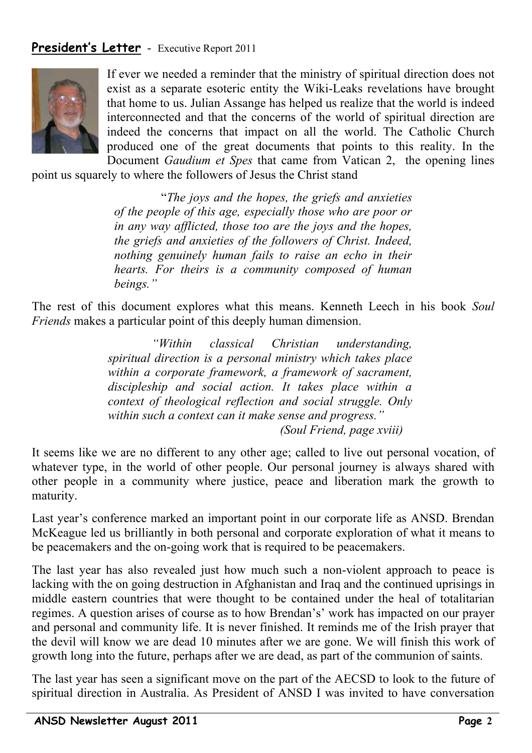## **President's Letter** - Executive Report 2011

If ever we needed a reminder that the ministry of spiritual direction does not exist as a separate esoteric entity the Wiki-Leaks revelations have brought that home to us. Julian Assange has helped us realize that the world is indeed interconnected and that the concerns of the world of spiritual direction are indeed the concerns that impact on all the world. The Catholic Church produced one of the great documents that points to this reality. In the Document *Gaudium et Spes* that came from Vatican 2, the opening lines point us squarely to where the followers of Jesus the Christ stand

> "*The joys and the hopes, the griefs and anxieties of the people of this age, especially those who are poor or in any way afflicted, those too are the joys and the hopes, the griefs and anxieties of the followers of Christ. Indeed, nothing genuinely human fails to raise an echo in their hearts. For theirs is a community composed of human beings.*"

The rest of this document explores what this means. Kenneth Leech in his book *Soul Friends* makes a particular point of this deeply human dimension.

> *"Within classical Christian understanding, spiritual direction is a personal ministry which takes place within a corporate framework, a framework of sacrament, discipleship and social action. It takes place within a context of theological reflection and social struggle. Only within such a context can it make sense and progress."*
>
> *(Soul Friend, page xviii)*

It seems like we are no different to any other age; called to live out personal vocation, of whatever type, in the world of other people. Our personal journey is always shared with other people in a community where justice, peace and liberation mark the growth to maturity.

Last year's conference marked an important point in our corporate life as ANSD. Brendan McKeague led us brilliantly in both personal and corporate exploration of what it means to be peacemakers and the on-going work that is required to be peacemakers.

The last year has also revealed just how much such a non-violent approach to peace is lacking with the on going destruction in Afghanistan and Iraq and the continued uprisings in middle eastern countries that were thought to be contained under the heal of totalitarian regimes. A question arises of course as to how Brendan's' work has impacted on our prayer and personal and community life. It is never finished. It reminds me of the Irish prayer that the devil will know we are dead 10 minutes after we are gone. We will finish this work of growth long into the future, perhaps after we are dead, as part of the communion of saints.

The last year has seen a significant move on the part of the AECSD to look to the future of spiritual direction in Australia. As President of ANSD I was invited to have conversation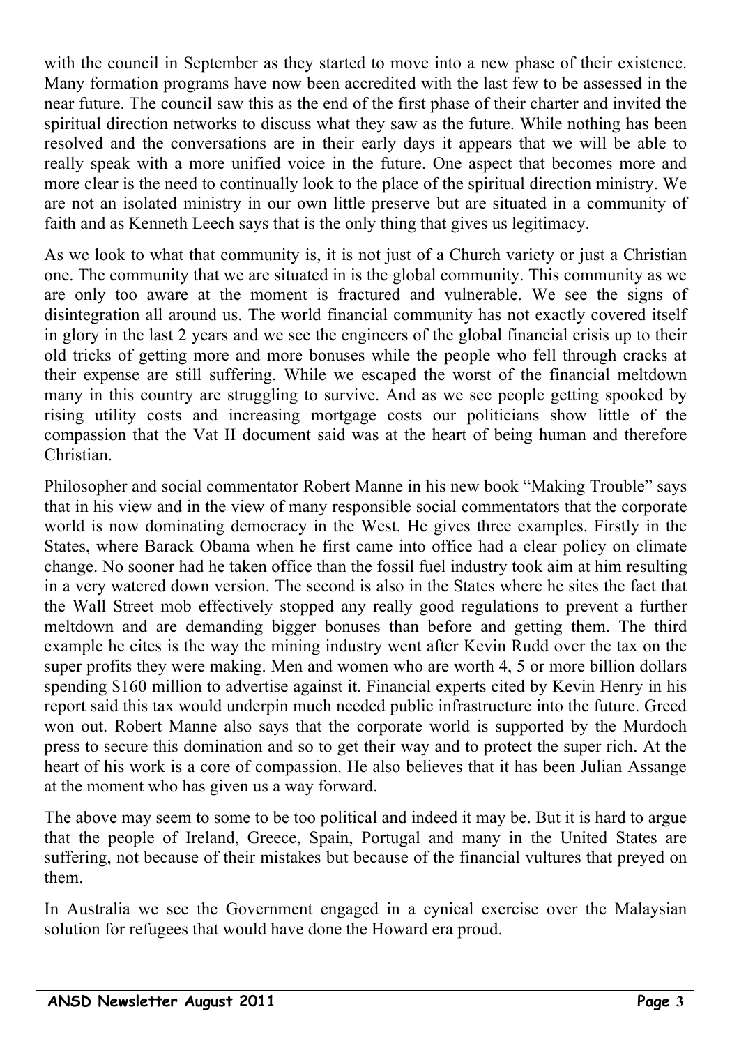with the council in September as they started to move into a new phase of their existence. Many formation programs have now been accredited with the last few to be assessed in the near future. The council saw this as the end of the first phase of their charter and invited the spiritual direction networks to discuss what they saw as the future. While nothing has been resolved and the conversations are in their early days it appears that we will be able to really speak with a more unified voice in the future. One aspect that becomes more and more clear is the need to continually look to the place of the spiritual direction ministry. We are not an isolated ministry in our own little preserve but are situated in a community of faith and as Kenneth Leech says that is the only thing that gives us legitimacy.

As we look to what that community is, it is not just of a Church variety or just a Christian one. The community that we are situated in is the global community. This community as we are only too aware at the moment is fractured and vulnerable. We see the signs of disintegration all around us. The world financial community has not exactly covered itself in glory in the last 2 years and we see the engineers of the global financial crisis up to their old tricks of getting more and more bonuses while the people who fell through cracks at their expense are still suffering. While we escaped the worst of the financial meltdown many in this country are struggling to survive. And as we see people getting spooked by rising utility costs and increasing mortgage costs our politicians show little of the compassion that the Vat II document said was at the heart of being human and therefore Christian.

Philosopher and social commentator Robert Manne in his new book "Making Trouble" says that in his view and in the view of many responsible social commentators that the corporate world is now dominating democracy in the West. He gives three examples. Firstly in the States, where Barack Obama when he first came into office had a clear policy on climate change. No sooner had he taken office than the fossil fuel industry took aim at him resulting in a very watered down version. The second is also in the States where he sites the fact that the Wall Street mob effectively stopped any really good regulations to prevent a further meltdown and are demanding bigger bonuses than before and getting them. The third example he cites is the way the mining industry went after Kevin Rudd over the tax on the super profits they were making. Men and women who are worth 4, 5 or more billion dollars spending $160 million to advertise against it. Financial experts cited by Kevin Henry in his report said this tax would underpin much needed public infrastructure into the future. Greed won out. Robert Manne also says that the corporate world is supported by the Murdoch press to secure this domination and so to get their way and to protect the super rich. At the heart of his work is a core of compassion. He also believes that it has been Julian Assange at the moment who has given us a way forward.

The above may seem to some to be too political and indeed it may be. But it is hard to argue that the people of Ireland, Greece, Spain, Portugal and many in the United States are suffering, not because of their mistakes but because of the financial vultures that preyed on them.

In Australia we see the Government engaged in a cynical exercise over the Malaysian solution for refugees that would have done the Howard era proud.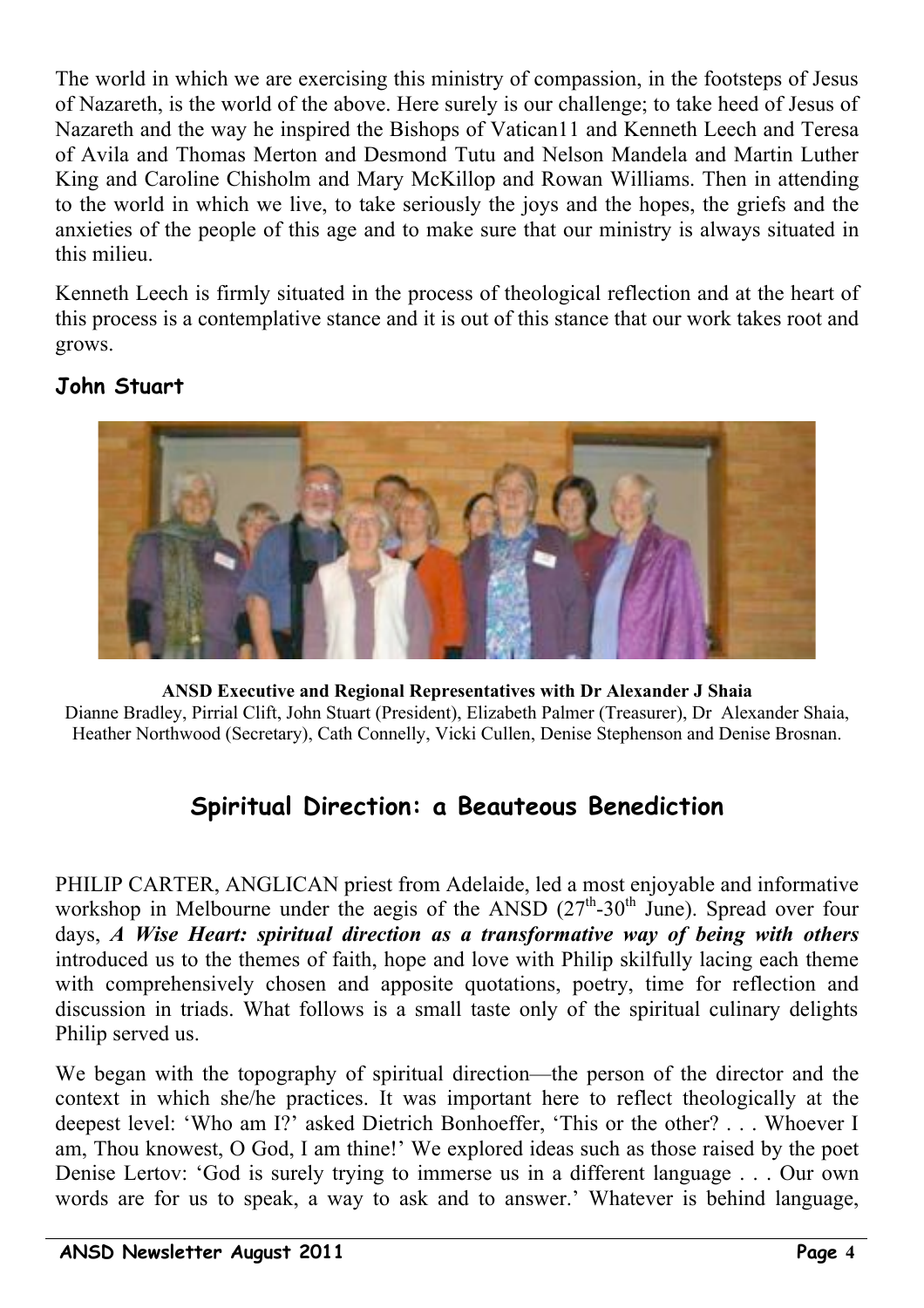The world in which we are exercising this ministry of compassion, in the footsteps of Jesus of Nazareth, is the world of the above. Here surely is our challenge; to take heed of Jesus of Nazareth and the way he inspired the Bishops of Vatican11 and Kenneth Leech and Teresa of Avila and Thomas Merton and Desmond Tutu and Nelson Mandela and Martin Luther King and Caroline Chisholm and Mary McKillop and Rowan Williams. Then in attending to the world in which we live, to take seriously the joys and the hopes, the griefs and the anxieties of the people of this age and to make sure that our ministry is always situated in this milieu.

Kenneth Leech is firmly situated in the process of theological reflection and at the heart of this process is a contemplative stance and it is out of this stance that our work takes root and grows.

**John Stuart**

**ANSD Executive and Regional Representatives with Dr Alexander J Shaia**
Dianne Bradley, Pirrial Clift, John Stuart (President), Elizabeth Palmer (Treasurer), Dr Alexander Shaia, Heather Northwood (Secretary), Cath Connelly, Vicki Cullen, Denise Stephenson and Denise Brosnan.

## Spiritual Direction: a Beauteous Benediction

PHILIP CARTER, ANGLICAN priest from Adelaide, led a most enjoyable and informative workshop in Melbourne under the aegis of the ANSD (27th-30th June). Spread over four days, ***A Wise Heart: spiritual direction as a transformative way of being with others*** introduced us to the themes of faith, hope and love with Philip skilfully lacing each theme with comprehensively chosen and apposite quotations, poetry, time for reflection and discussion in triads. What follows is a small taste only of the spiritual culinary delights Philip served us.

We began with the topography of spiritual direction—the person of the director and the context in which she/he practices. It was important here to reflect theologically at the deepest level: 'Who am I?' asked Dietrich Bonhoeffer, 'This or the other? . . . Whoever I am, Thou knowest, O God, I am thine!' We explored ideas such as those raised by the poet Denise Lertov: 'God is surely trying to immerse us in a different language . . . Our own words are for us to speak, a way to ask and to answer.' Whatever is behind language,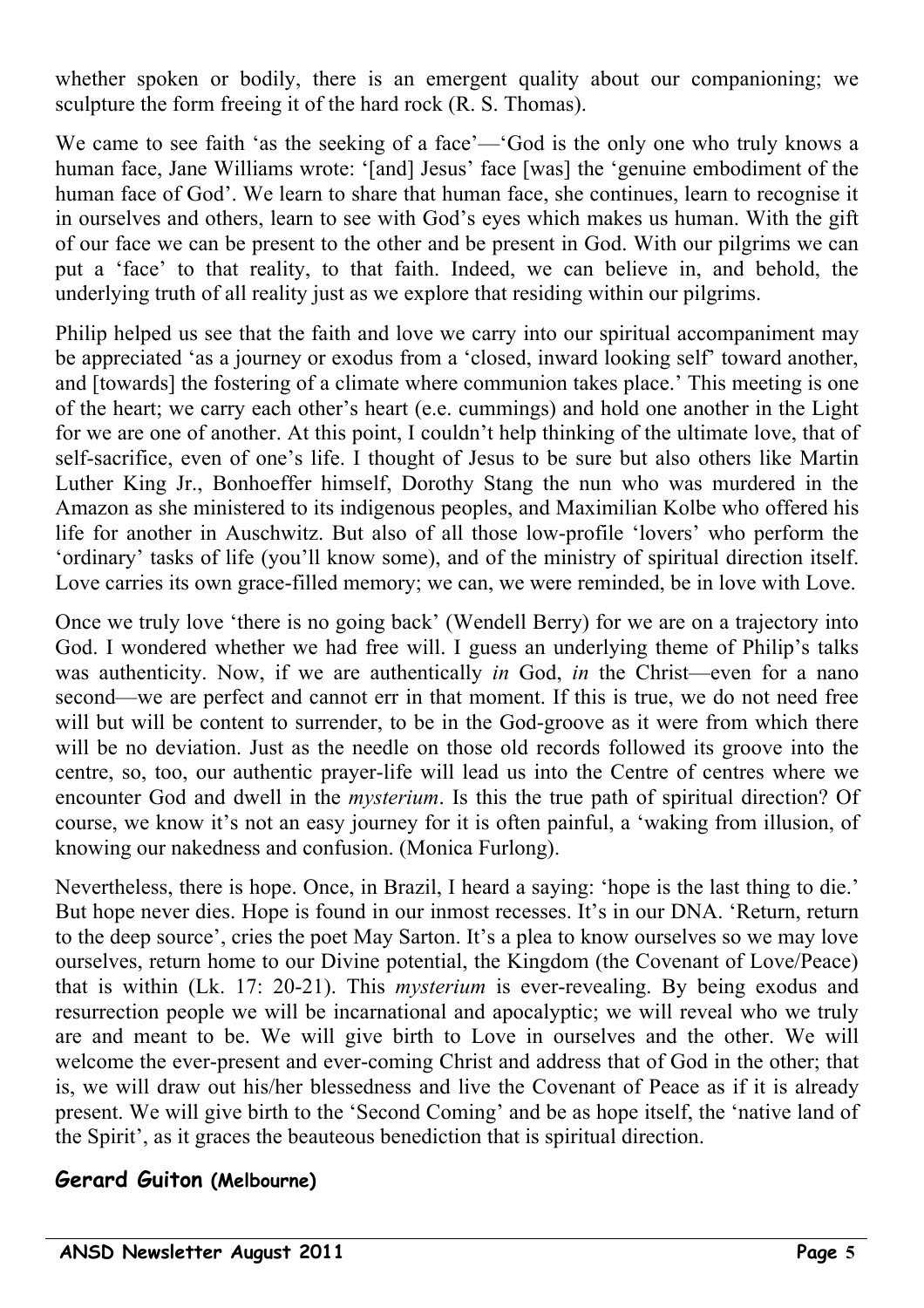whether spoken or bodily, there is an emergent quality about our companioning; we sculpture the form freeing it of the hard rock (R. S. Thomas).

We came to see faith 'as the seeking of a face'—'God is the only one who truly knows a human face, Jane Williams wrote: '[and] Jesus' face [was] the 'genuine embodiment of the human face of God'. We learn to share that human face, she continues, learn to recognise it in ourselves and others, learn to see with God's eyes which makes us human. With the gift of our face we can be present to the other and be present in God. With our pilgrims we can put a 'face' to that reality, to that faith. Indeed, we can believe in, and behold, the underlying truth of all reality just as we explore that residing within our pilgrims.

Philip helped us see that the faith and love we carry into our spiritual accompaniment may be appreciated 'as a journey or exodus from a 'closed, inward looking self' toward another, and [towards] the fostering of a climate where communion takes place.' This meeting is one of the heart; we carry each other's heart (e.e. cummings) and hold one another in the Light for we are one of another. At this point, I couldn't help thinking of the ultimate love, that of self-sacrifice, even of one's life. I thought of Jesus to be sure but also others like Martin Luther King Jr., Bonhoeffer himself, Dorothy Stang the nun who was murdered in the Amazon as she ministered to its indigenous peoples, and Maximilian Kolbe who offered his life for another in Auschwitz. But also of all those low-profile 'lovers' who perform the 'ordinary' tasks of life (you'll know some), and of the ministry of spiritual direction itself. Love carries its own grace-filled memory; we can, we were reminded, be in love with Love.

Once we truly love 'there is no going back' (Wendell Berry) for we are on a trajectory into God. I wondered whether we had free will. I guess an underlying theme of Philip's talks was authenticity. Now, if we are authentically *in* God, *in* the Christ—even for a nano second—we are perfect and cannot err in that moment. If this is true, we do not need free will but will be content to surrender, to be in the God-groove as it were from which there will be no deviation. Just as the needle on those old records followed its groove into the centre, so, too, our authentic prayer-life will lead us into the Centre of centres where we encounter God and dwell in the *mysterium*. Is this the true path of spiritual direction? Of course, we know it's not an easy journey for it is often painful, a 'waking from illusion, of knowing our nakedness and confusion. (Monica Furlong).

Nevertheless, there is hope. Once, in Brazil, I heard a saying: 'hope is the last thing to die.' But hope never dies. Hope is found in our inmost recesses. It's in our DNA. 'Return, return to the deep source', cries the poet May Sarton. It's a plea to know ourselves so we may love ourselves, return home to our Divine potential, the Kingdom (the Covenant of Love/Peace) that is within (Lk. 17: 20-21). This *mysterium* is ever-revealing. By being exodus and resurrection people we will be incarnational and apocalyptic; we will reveal who we truly are and meant to be. We will give birth to Love in ourselves and the other. We will welcome the ever-present and ever-coming Christ and address that of God in the other; that is, we will draw out his/her blessedness and live the Covenant of Peace as if it is already present. We will give birth to the 'Second Coming' and be as hope itself, the 'native land of the Spirit', as it graces the beauteous benediction that is spiritual direction.

**Gerard Guiton (Melbourne)**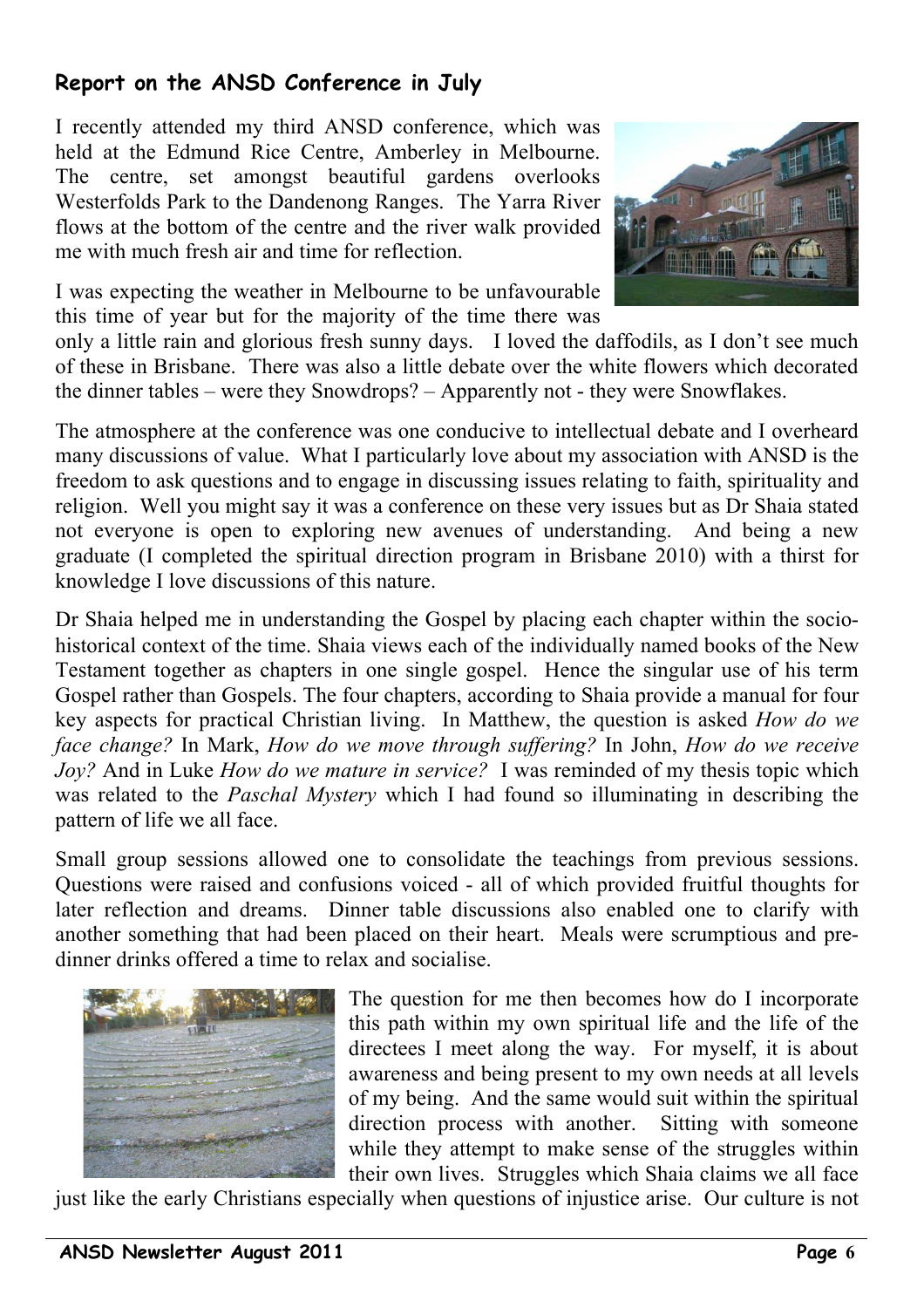## Report on the ANSD Conference in July

I recently attended my third ANSD conference, which was held at the Edmund Rice Centre, Amberley in Melbourne. The centre, set amongst beautiful gardens overlooks Westerfolds Park to the Dandenong Ranges. The Yarra River flows at the bottom of the centre and the river walk provided me with much fresh air and time for reflection.

I was expecting the weather in Melbourne to be unfavourable this time of year but for the majority of the time there was only a little rain and glorious fresh sunny days. I loved the daffodils, as I don't see much of these in Brisbane. There was also a little debate over the white flowers which decorated the dinner tables – were they Snowdrops? – Apparently not - they were Snowflakes.

The atmosphere at the conference was one conducive to intellectual debate and I overheard many discussions of value. What I particularly love about my association with ANSD is the freedom to ask questions and to engage in discussing issues relating to faith, spirituality and religion. Well you might say it was a conference on these very issues but as Dr Shaia stated not everyone is open to exploring new avenues of understanding. And being a new graduate (I completed the spiritual direction program in Brisbane 2010) with a thirst for knowledge I love discussions of this nature.

Dr Shaia helped me in understanding the Gospel by placing each chapter within the socio-historical context of the time. Shaia views each of the individually named books of the New Testament together as chapters in one single gospel. Hence the singular use of his term Gospel rather than Gospels. The four chapters, according to Shaia provide a manual for four key aspects for practical Christian living. In Matthew, the question is asked *How do we face change?* In Mark, *How do we move through suffering?* In John, *How do we receive Joy?* And in Luke *How do we mature in service?* I was reminded of my thesis topic which was related to the *Paschal Mystery* which I had found so illuminating in describing the pattern of life we all face.

Small group sessions allowed one to consolidate the teachings from previous sessions. Questions were raised and confusions voiced - all of which provided fruitful thoughts for later reflection and dreams. Dinner table discussions also enabled one to clarify with another something that had been placed on their heart. Meals were scrumptious and pre-dinner drinks offered a time to relax and socialise.

The question for me then becomes how do I incorporate this path within my own spiritual life and the life of the directees I meet along the way. For myself, it is about awareness and being present to my own needs at all levels of my being. And the same would suit within the spiritual direction process with another. Sitting with someone while they attempt to make sense of the struggles within their own lives. Struggles which Shaia claims we all face just like the early Christians especially when questions of injustice arise. Our culture is not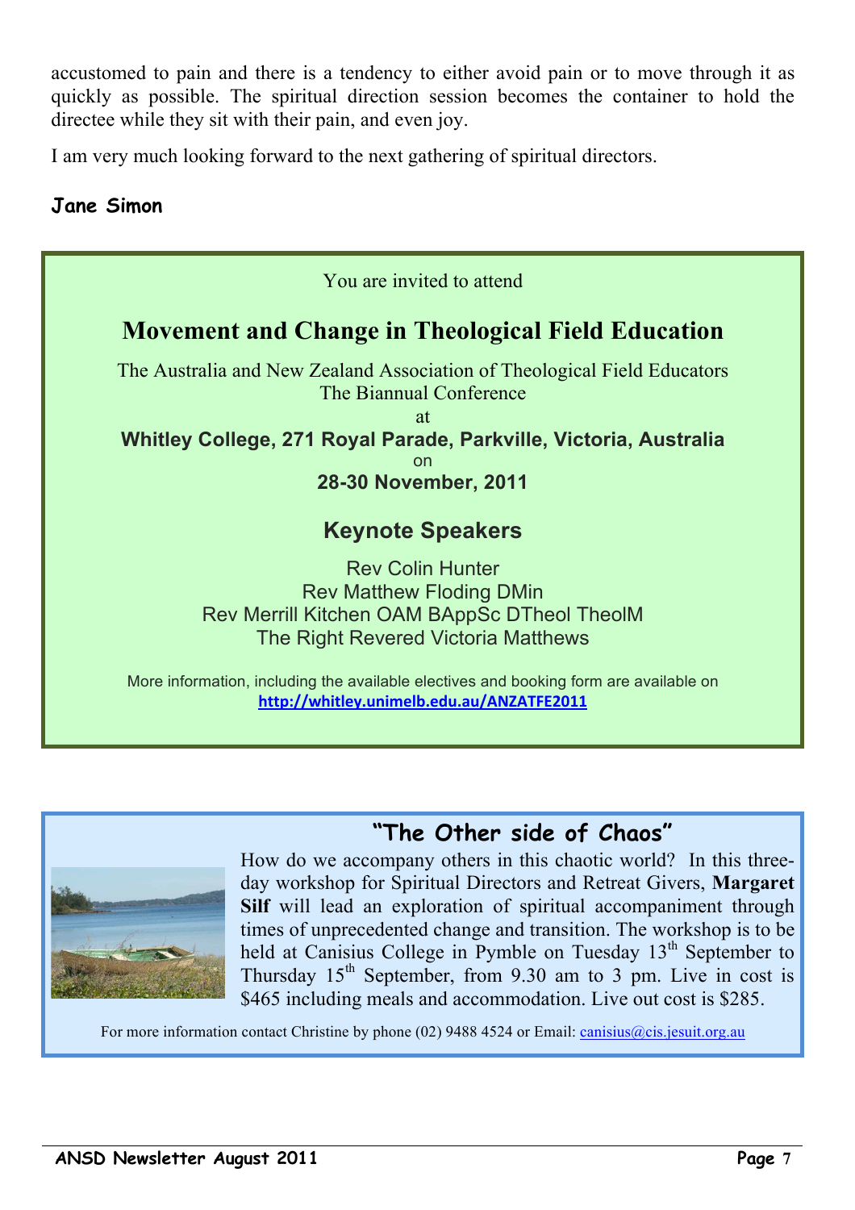accustomed to pain and there is a tendency to either avoid pain or to move through it as quickly as possible. The spiritual direction session becomes the container to hold the directee while they sit with their pain, and even joy.

I am very much looking forward to the next gathering of spiritual directors.

**Jane Simon**

You are invited to attend

## Movement and Change in Theological Field Education

The Australia and New Zealand Association of Theological Field Educators
The Biannual Conference
at
**Whitley College, 271 Royal Parade, Parkville, Victoria, Australia**
on
**28-30 November, 2011**

### Keynote Speakers

Rev Colin Hunter
Rev Matthew Floding DMin
Rev Merrill Kitchen OAM BAppSc DTheol TheolM
The Right Revered Victoria Matthews

More information, including the available electives and booking form are available on
http://whitley.unimelb.edu.au/ANZATFE2011

## "The Other side of Chaos"

How do we accompany others in this chaotic world? In this three-day workshop for Spiritual Directors and Retreat Givers, **Margaret Silf** will lead an exploration of spiritual accompaniment through times of unprecedented change and transition. The workshop is to be held at Canisius College in Pymble on Tuesday 13th September to Thursday 15th September, from 9.30 am to 3 pm. Live in cost is $465 including meals and accommodation. Live out cost is $285.

For more information contact Christine by phone (02) 9488 4524 or Email: canisius@cis.jesuit.org.au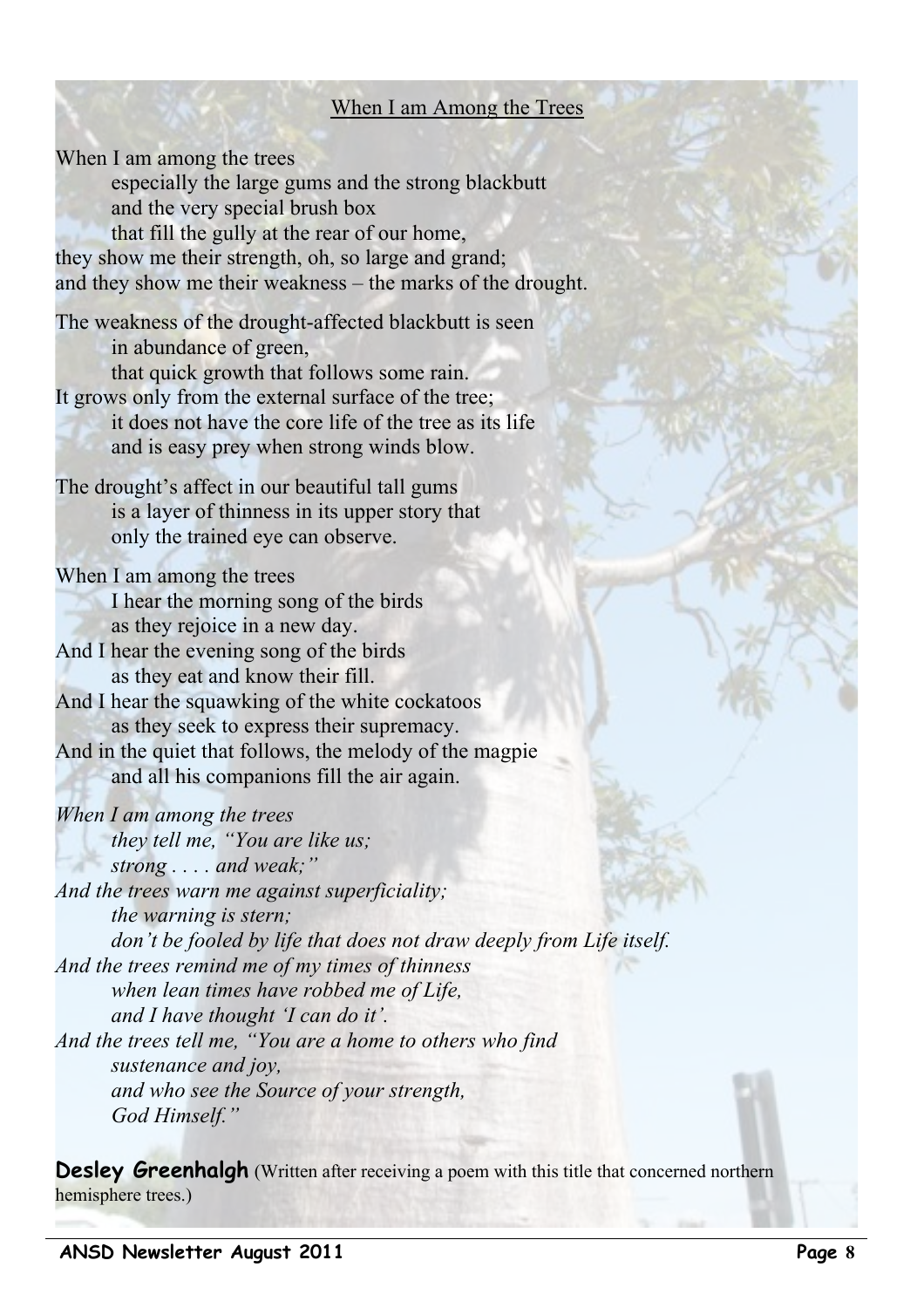## When I am Among the Trees

When I am among the trees  
especially the large gums and the strong blackbutt  
and the very special brush box  
that fill the gully at the rear of our home,  
they show me their strength, oh, so large and grand;  
and they show me their weakness – the marks of the drought.

The weakness of the drought-affected blackbutt is seen  
in abundance of green,  
that quick growth that follows some rain.  
It grows only from the external surface of the tree;  
it does not have the core life of the tree as its life  
and is easy prey when strong winds blow.

The drought's affect in our beautiful tall gums  
is a layer of thinness in its upper story that  
only the trained eye can observe.

When I am among the trees  
I hear the morning song of the birds  
as they rejoice in a new day.  
And I hear the evening song of the birds  
as they eat and know their fill.  
And I hear the squawking of the white cockatoos  
as they seek to express their supremacy.  
And in the quiet that follows, the melody of the magpie  
and all his companions fill the air again.

*When I am among the trees*  
*they tell me, "You are like us;*  
*strong . . . . and weak;"*  
*And the trees warn me against superficiality;*  
*the warning is stern;*  
*don't be fooled by life that does not draw deeply from Life itself.*  
*And the trees remind me of my times of thinness*  
*when lean times have robbed me of Life,*  
*and I have thought 'I can do it'.*  
*And the trees tell me, "You are a home to others who find*  
*sustenance and joy,*  
*and who see the Source of your strength,*  
*God Himself."*

**Desley Greenhalgh** (Written after receiving a poem with this title that concerned northern hemisphere trees.)